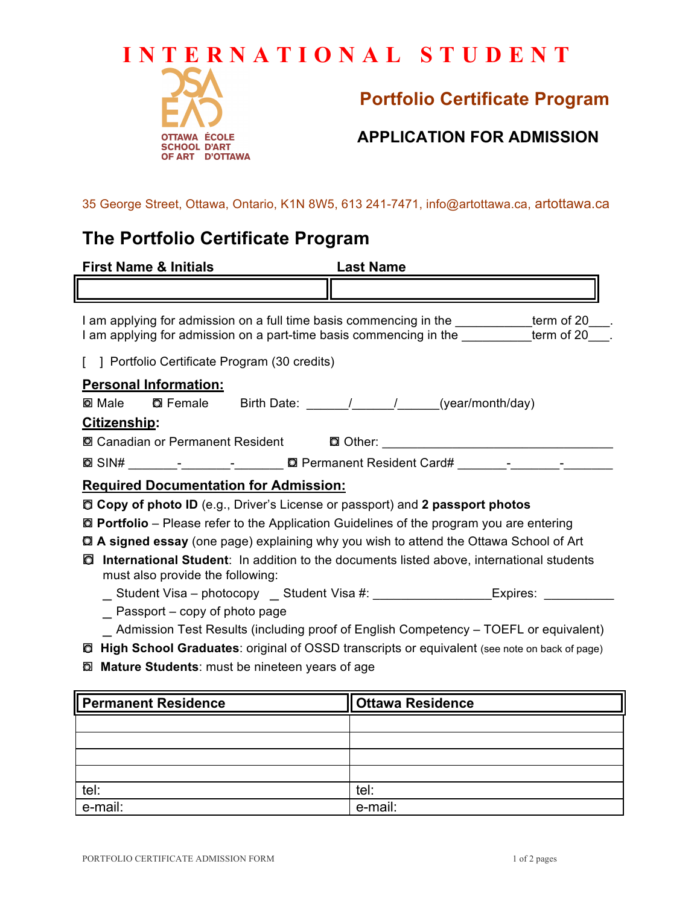# INTERNATIONAL STUDENT

OTTAWA SCHOOL OF ART
ÉCOLE D'ART D'OTTAWA

## Portfolio Certificate Program

## APPLICATION FOR ADMISSION

35 George Street, Ottawa, Ontario, K1N 8W5, 613 241-7471, info@artottawa.ca, artottawa.ca

## The Portfolio Certificate Program

| First Name & Initials | Last Name |
|---|---|
| | |

I am applying for admission on a full time basis commencing in the ___________term of 20___.
I am applying for admission on a part-time basis commencing in the __________term of 20___.

[ ] Portfolio Certificate Program (30 credits)

**Personal Information:**

◘ Male ◘ Female Birth Date: ______/______/______(year/month/day)

**Citizenship:**

◘ Canadian or Permanent Resident ◘ Other: _________________________________

◘ SIN# _______-_______-_______ ◘ Permanent Resident Card# _______-_______-_______

**Required Documentation for Admission:**

◘ **Copy of photo ID** (e.g., Driver's License or passport) and **2 passport photos**
◘ **Portfolio** – Please refer to the Application Guidelines of the program you are entering
◘ **A signed essay** (one page) explaining why you wish to attend the Ottawa School of Art
◘ **International Student**: In addition to the documents listed above, international students must also provide the following:

- _ Student Visa – photocopy _ Student Visa #: ________________Expires: __________
- _ Passport – copy of photo page
- _ Admission Test Results (including proof of English Competency – TOEFL or equivalent)

◘ **High School Graduates**: original of OSSD transcripts or equivalent (see note on back of page)
◘ **Mature Students**: must be nineteen years of age

| Permanent Residence | Ottawa Residence |
|---|---|
| | |
| | |
| | |
| | |
| tel: | tel: |
| e-mail: | e-mail: |

PORTFOLIO CERTIFICATE ADMISSION FORM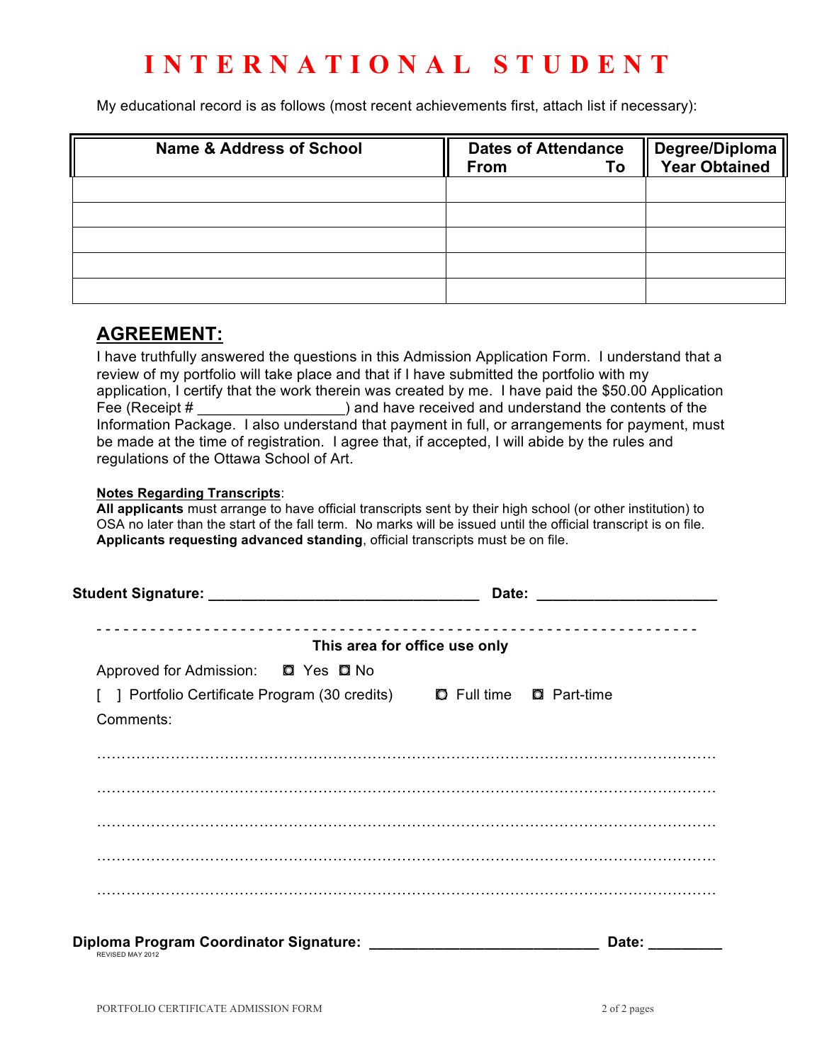# I N T E R N A T I O N A L   S T U D E N T

My educational record is as follows (most recent achievements first, attach list if necessary):

| Name & Address of School | Dates of Attendance From To | Degree/Diploma Year Obtained |
| --- | --- | --- |
| | | |
| | | |
| | | |
| | | |
| | | |

## AGREEMENT:

I have truthfully answered the questions in this Admission Application Form. I understand that a review of my portfolio will take place and that if I have submitted the portfolio with my application, I certify that the work therein was created by me. I have paid the $50.00 Application Fee (Receipt # _________________) and have received and understand the contents of the Information Package. I also understand that payment in full, or arrangements for payment, must be made at the time of registration. I agree that, if accepted, I will abide by the rules and regulations of the Ottawa School of Art.

**Notes Regarding Transcripts**:
**All applicants** must arrange to have official transcripts sent by their high school (or other institution) to OSA no later than the start of the fall term. No marks will be issued until the official transcript is on file. **Applicants requesting advanced standing**, official transcripts must be on file.

**Student Signature: ________________________________ Date: _____________________**

- - - - - - - - - - - - - - - - - - - - - - - - - - - - - - - - - - - - - - - - - - - - - - - - - - - - - - - - - - - - - - - -

**This area for office use only**

Approved for Admission: ☐ Yes ☐ No

[ ] Portfolio Certificate Program (30 credits) ☐ Full time ☐ Part-time

Comments:

…………………………………………………………………………………………………………………

…………………………………………………………………………………………………………………

…………………………………………………………………………………………………………………

…………………………………………………………………………………………………………………

…………………………………………………………………………………………………………………

**Diploma Program Coordinator Signature: ___________________________ Date: _________**

REVISED MAY 2012

PORTFOLIO CERTIFICATE ADMISSION FORM